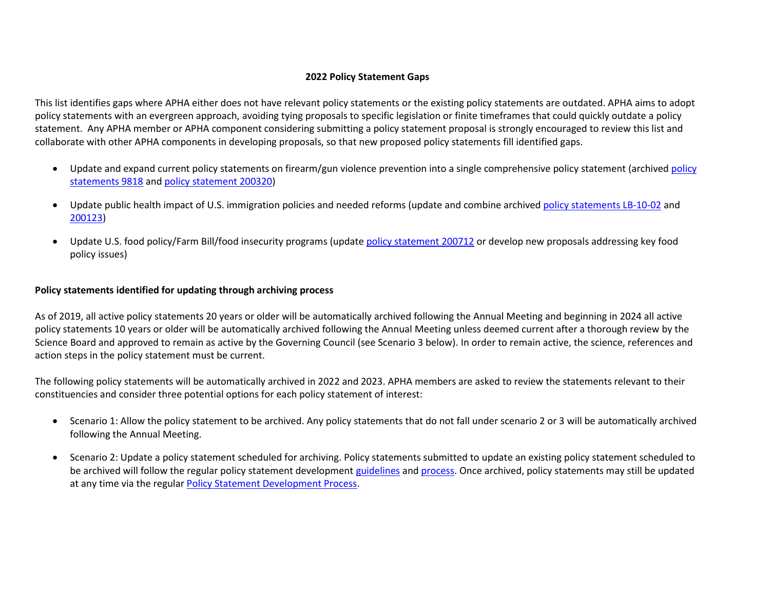## 2022 Policy Statement Gaps

This list identifies gaps where APHA either does not have relevant policy statements or the existing policy statements are outdated. APHA aims to adopt policy statements with an evergreen approach, avoiding tying proposals to specific legislation or finite timeframes that could quickly outdate a policy statement. Any APHA member or APHA component considering submitting a policy statement proposal is strongly encouraged to review this list and collaborate with other APHA components in developing proposals, so that new proposed policy statements fill identified gaps.

- Update and expand current policy statements on firearm/gun violence prevention into a single comprehensive policy statement (archived policy statements 9818 and policy statement 200320)
- Update public health impact of U.S. immigration policies and needed reforms (update and combine archived policy statements LB-10-02 and 200123)
- Update U.S. food policy/Farm Bill/food insecurity programs (update policy statement 200712 or develop new proposals addressing key food policy issues)

**Policy statements identified for updating through archiving process**

As of 2019, all active policy statements 20 years or older will be automatically archived following the Annual Meeting and beginning in 2024 all active policy statements 10 years or older will be automatically archived following the Annual Meeting unless deemed current after a thorough review by the Science Board and approved to remain as active by the Governing Council (see Scenario 3 below). In order to remain active, the science, references and action steps in the policy statement must be current.

The following policy statements will be automatically archived in 2022 and 2023. APHA members are asked to review the statements relevant to their constituencies and consider three potential options for each policy statement of interest:

- Scenario 1: Allow the policy statement to be archived. Any policy statements that do not fall under scenario 2 or 3 will be automatically archived following the Annual Meeting.
- Scenario 2: Update a policy statement scheduled for archiving. Policy statements submitted to update an existing policy statement scheduled to be archived will follow the regular policy statement development guidelines and process. Once archived, policy statements may still be updated at any time via the regular Policy Statement Development Process.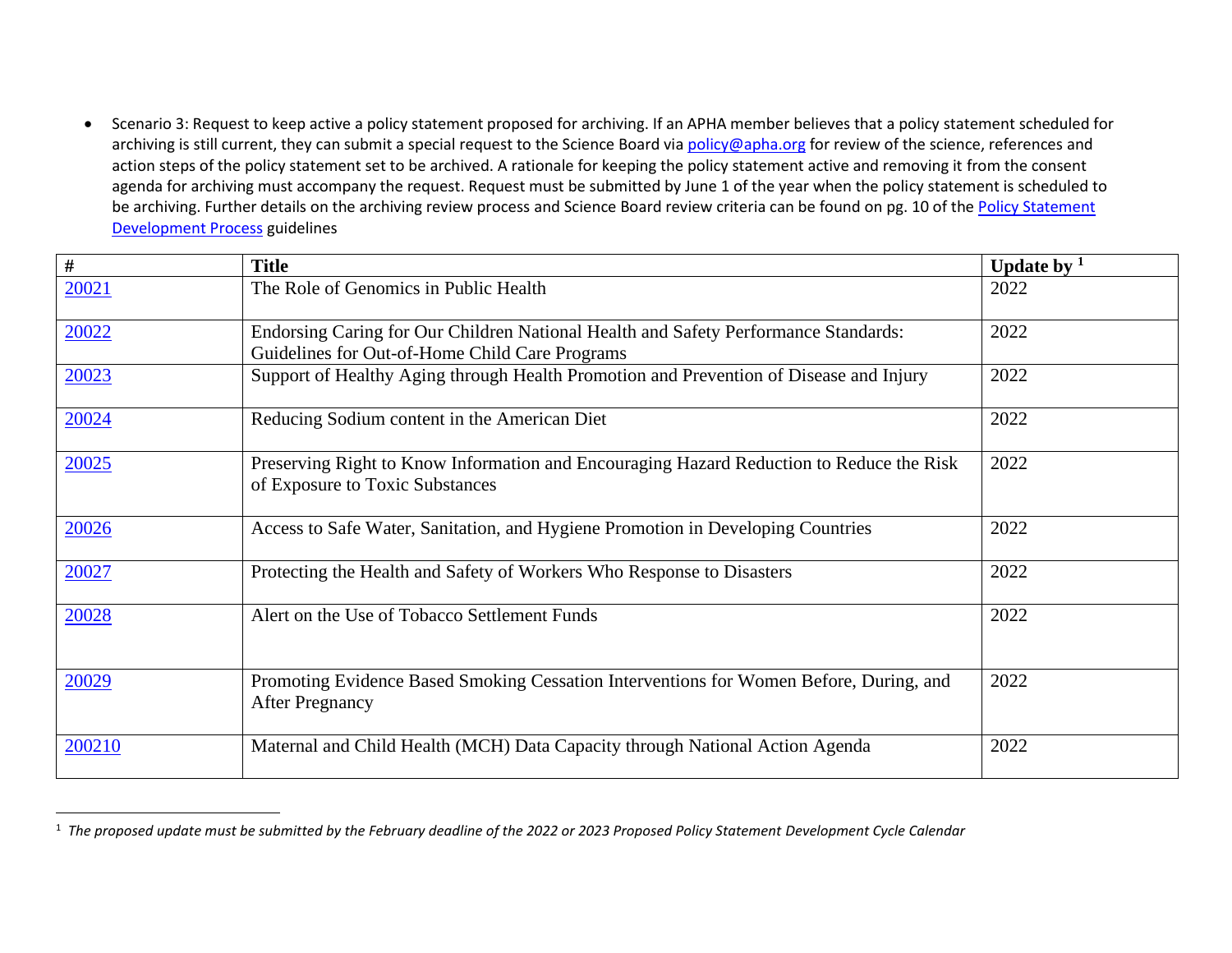- Scenario 3: Request to keep active a policy statement proposed for archiving. If an APHA member believes that a policy statement scheduled for archiving is still current, they can submit a special request to the Science Board via [policy@apha.org](mailto:policy@apha.org) for review of the science, references and action steps of the policy statement set to be archived. A rationale for keeping the policy statement active and removing it from the consent agenda for archiving must accompany the request. Request must be submitted by June 1 of the year when the policy statement is scheduled to be archiving. Further details on the archiving review process and Science Board review criteria can be found on pg. 10 of the [Policy Statement Development Process](#) guidelines

| # | Title | Update by [1] |
|---|---|---|
| [20021](#) | The Role of Genomics in Public Health | 2022 |
| [20022](#) | Endorsing Caring for Our Children National Health and Safety Performance Standards: Guidelines for Out-of-Home Child Care Programs | 2022 |
| [20023](#) | Support of Healthy Aging through Health Promotion and Prevention of Disease and Injury | 2022 |
| [20024](#) | Reducing Sodium content in the American Diet | 2022 |
| [20025](#) | Preserving Right to Know Information and Encouraging Hazard Reduction to Reduce the Risk of Exposure to Toxic Substances | 2022 |
| [20026](#) | Access to Safe Water, Sanitation, and Hygiene Promotion in Developing Countries | 2022 |
| [20027](#) | Protecting the Health and Safety of Workers Who Response to Disasters | 2022 |
| [20028](#) | Alert on the Use of Tobacco Settlement Funds | 2022 |
| [20029](#) | Promoting Evidence Based Smoking Cessation Interventions for Women Before, During, and After Pregnancy | 2022 |
| [200210](#) | Maternal and Child Health (MCH) Data Capacity through National Action Agenda | 2022 |

[1] *The proposed update must be submitted by the February deadline of the 2022 or 2023 Proposed Policy Statement Development Cycle Calendar*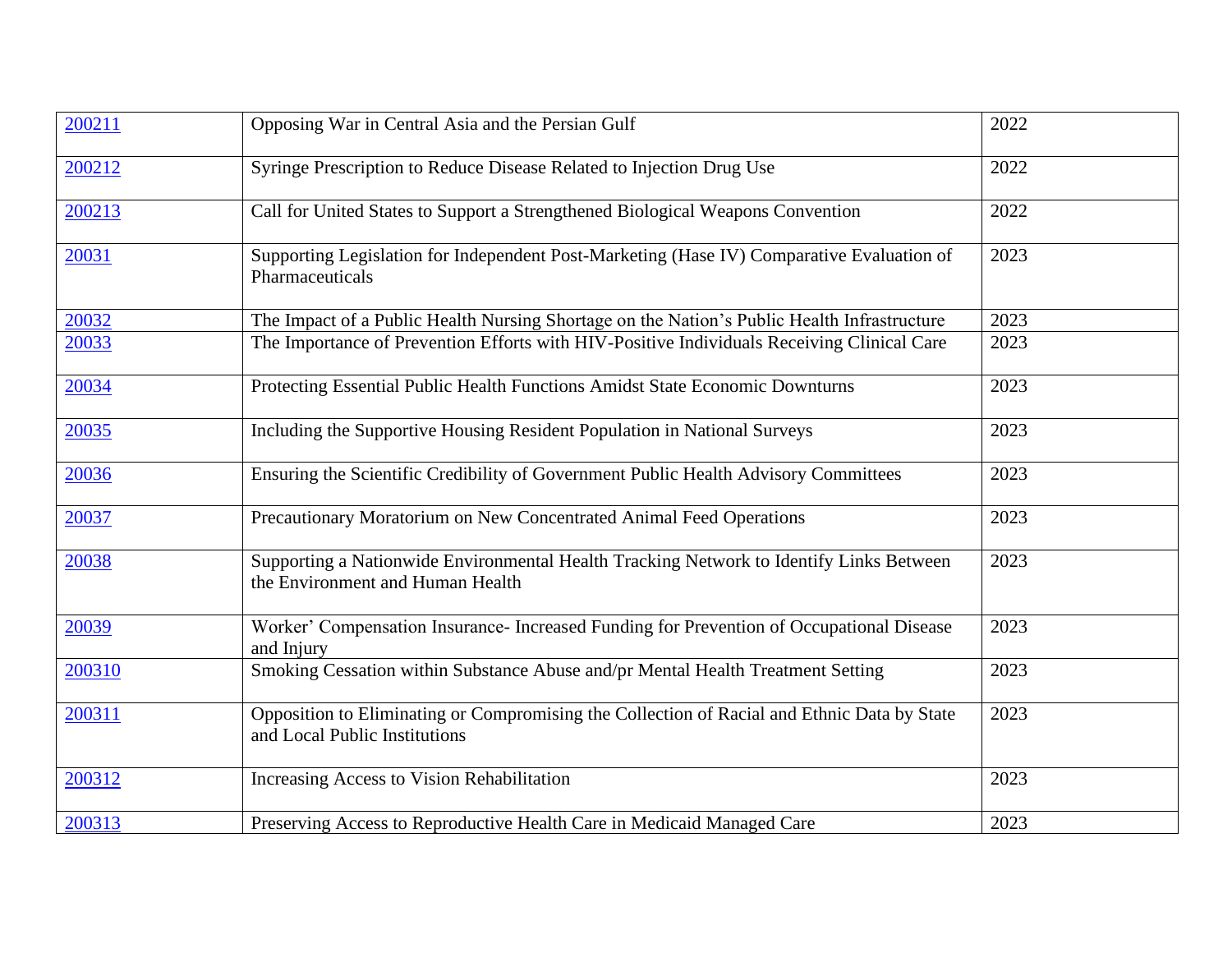| 200211 | Opposing War in Central Asia and the Persian Gulf | 2022 |
|---|---|---|
| 200212 | Syringe Prescription to Reduce Disease Related to Injection Drug Use | 2022 |
| 200213 | Call for United States to Support a Strengthened Biological Weapons Convention | 2022 |
| 20031 | Supporting Legislation for Independent Post-Marketing (Hase IV) Comparative Evaluation of Pharmaceuticals | 2023 |
| 20032 | The Impact of a Public Health Nursing Shortage on the Nation's Public Health Infrastructure | 2023 |
| 20033 | The Importance of Prevention Efforts with HIV-Positive Individuals Receiving Clinical Care | 2023 |
| 20034 | Protecting Essential Public Health Functions Amidst State Economic Downturns | 2023 |
| 20035 | Including the Supportive Housing Resident Population in National Surveys | 2023 |
| 20036 | Ensuring the Scientific Credibility of Government Public Health Advisory Committees | 2023 |
| 20037 | Precautionary Moratorium on New Concentrated Animal Feed Operations | 2023 |
| 20038 | Supporting a Nationwide Environmental Health Tracking Network to Identify Links Between the Environment and Human Health | 2023 |
| 20039 | Worker' Compensation Insurance- Increased Funding for Prevention of Occupational Disease and Injury | 2023 |
| 200310 | Smoking Cessation within Substance Abuse and/pr Mental Health Treatment Setting | 2023 |
| 200311 | Opposition to Eliminating or Compromising the Collection of Racial and Ethnic Data by State and Local Public Institutions | 2023 |
| 200312 | Increasing Access to Vision Rehabilitation | 2023 |
| 200313 | Preserving Access to Reproductive Health Care in Medicaid Managed Care | 2023 |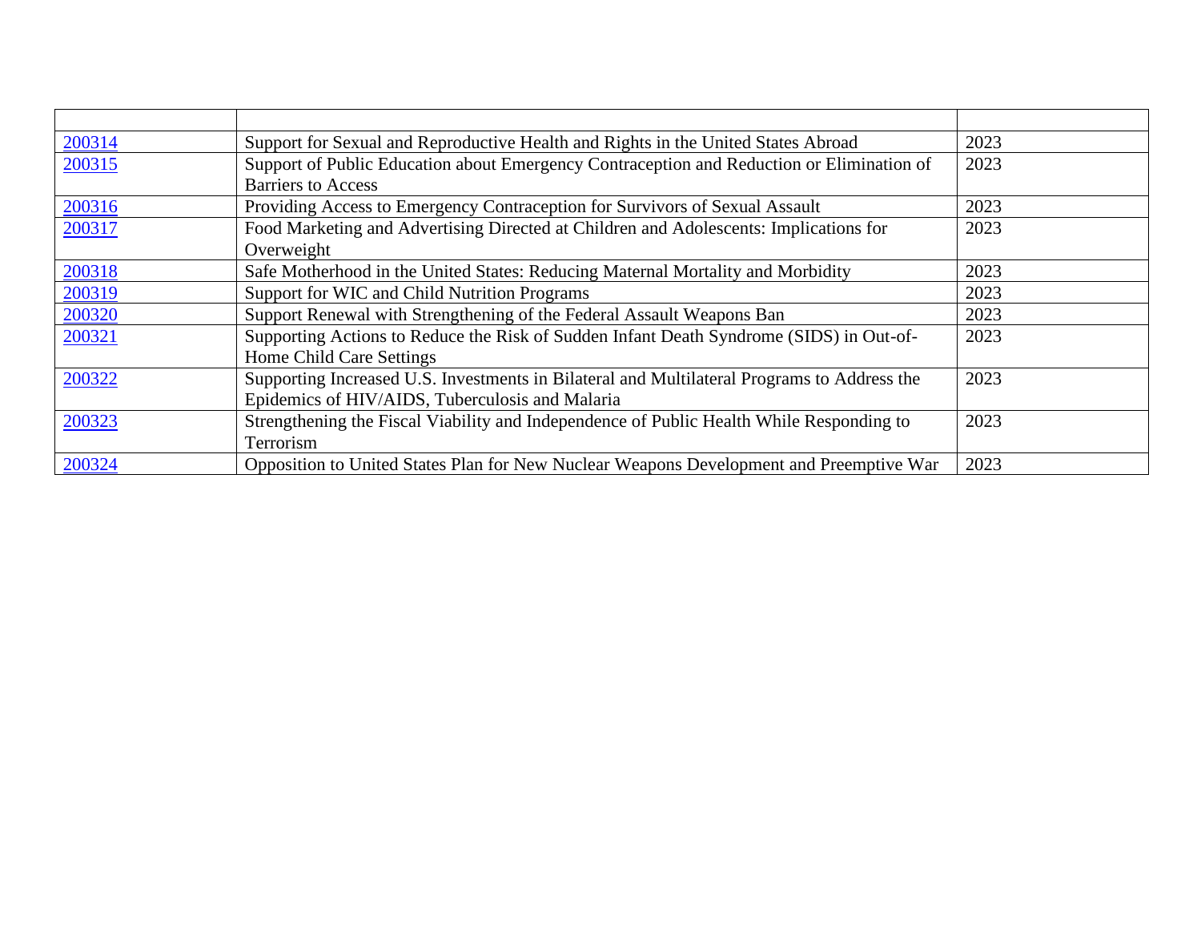| | | |
|---|---|---|
| 200314 | Support for Sexual and Reproductive Health and Rights in the United States Abroad | 2023 |
| 200315 | Support of Public Education about Emergency Contraception and Reduction or Elimination of Barriers to Access | 2023 |
| 200316 | Providing Access to Emergency Contraception for Survivors of Sexual Assault | 2023 |
| 200317 | Food Marketing and Advertising Directed at Children and Adolescents: Implications for Overweight | 2023 |
| 200318 | Safe Motherhood in the United States: Reducing Maternal Mortality and Morbidity | 2023 |
| 200319 | Support for WIC and Child Nutrition Programs | 2023 |
| 200320 | Support Renewal with Strengthening of the Federal Assault Weapons Ban | 2023 |
| 200321 | Supporting Actions to Reduce the Risk of Sudden Infant Death Syndrome (SIDS) in Out-of-Home Child Care Settings | 2023 |
| 200322 | Supporting Increased U.S. Investments in Bilateral and Multilateral Programs to Address the Epidemics of HIV/AIDS, Tuberculosis and Malaria | 2023 |
| 200323 | Strengthening the Fiscal Viability and Independence of Public Health While Responding to Terrorism | 2023 |
| 200324 | Opposition to United States Plan for New Nuclear Weapons Development and Preemptive War | 2023 |